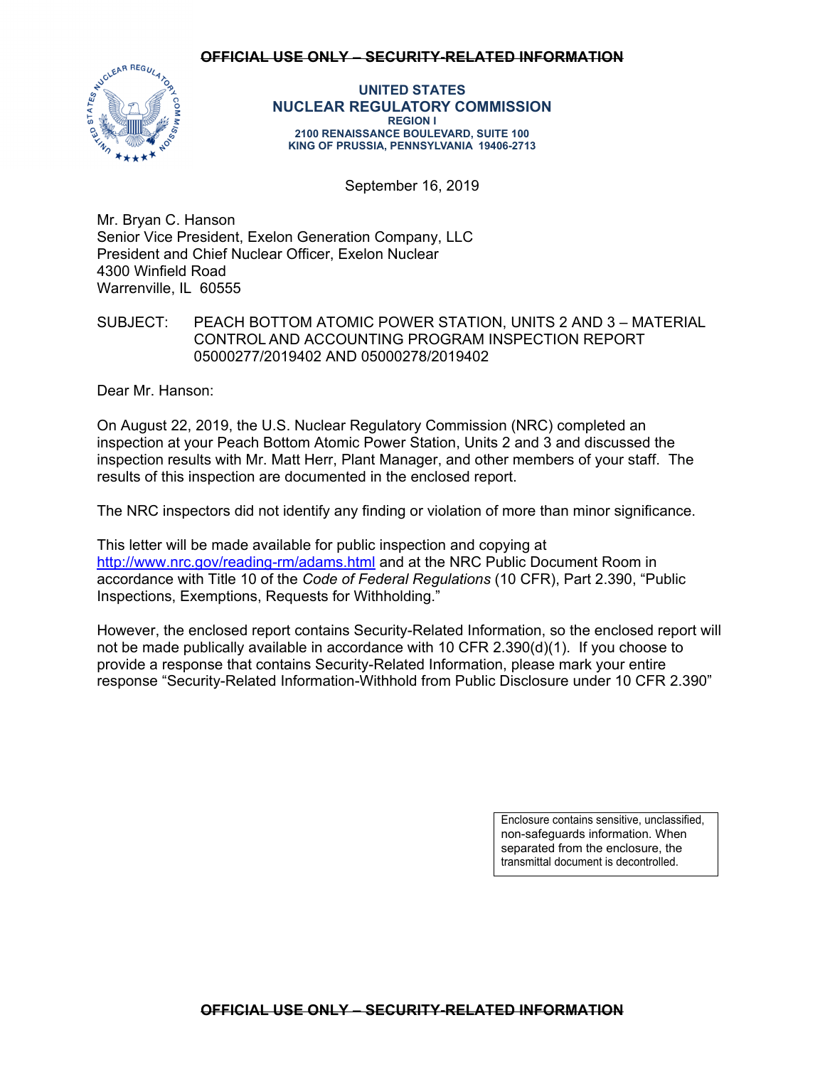~~OFFICIAL USE ONLY – SECURITY-RELATED INFORMATION~~

**UNITED STATES**
**NUCLEAR REGULATORY COMMISSION**
**REGION I**
**2100 RENAISSANCE BOULEVARD, SUITE 100**
**KING OF PRUSSIA, PENNSYLVANIA 19406-2713**

September 16, 2019

Mr. Bryan C. Hanson
Senior Vice President, Exelon Generation Company, LLC
President and Chief Nuclear Officer, Exelon Nuclear
4300 Winfield Road
Warrenville, IL 60555

SUBJECT: PEACH BOTTOM ATOMIC POWER STATION, UNITS 2 AND 3 – MATERIAL CONTROL AND ACCOUNTING PROGRAM INSPECTION REPORT 05000277/2019402 AND 05000278/2019402

Dear Mr. Hanson:

On August 22, 2019, the U.S. Nuclear Regulatory Commission (NRC) completed an inspection at your Peach Bottom Atomic Power Station, Units 2 and 3 and discussed the inspection results with Mr. Matt Herr, Plant Manager, and other members of your staff. The results of this inspection are documented in the enclosed report.

The NRC inspectors did not identify any finding or violation of more than minor significance.

This letter will be made available for public inspection and copying at http://www.nrc.gov/reading-rm/adams.html and at the NRC Public Document Room in accordance with Title 10 of the *Code of Federal Regulations* (10 CFR), Part 2.390, "Public Inspections, Exemptions, Requests for Withholding."

However, the enclosed report contains Security-Related Information, so the enclosed report will not be made publically available in accordance with 10 CFR 2.390(d)(1). If you choose to provide a response that contains Security-Related Information, please mark your entire response "Security-Related Information-Withhold from Public Disclosure under 10 CFR 2.390"

Enclosure contains sensitive, unclassified, non-safeguards information. When separated from the enclosure, the transmittal document is decontrolled.

~~OFFICIAL USE ONLY – SECURITY-RELATED INFORMATION~~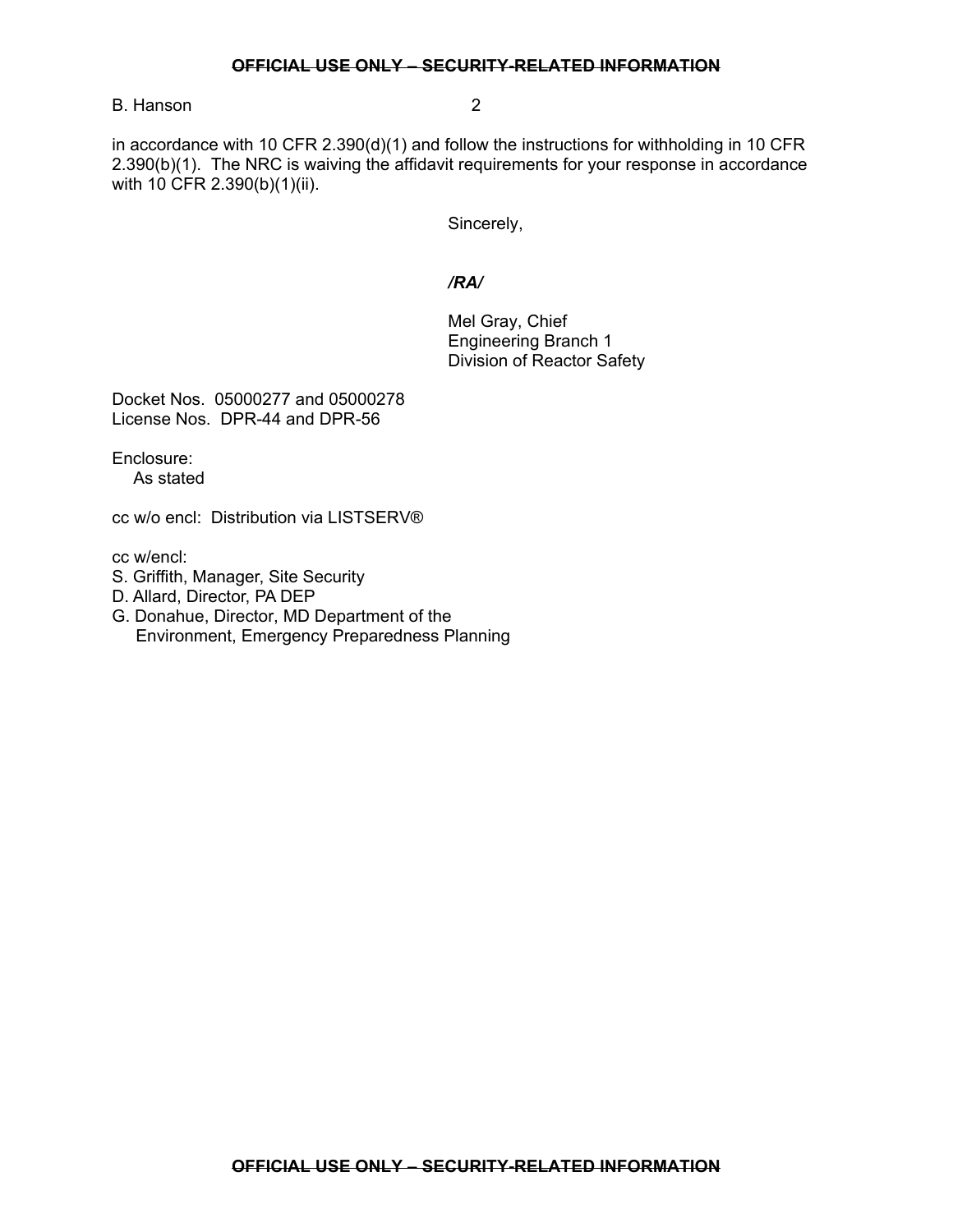in accordance with 10 CFR 2.390(d)(1) and follow the instructions for withholding in 10 CFR 2.390(b)(1). The NRC is waiving the affidavit requirements for your response in accordance with 10 CFR 2.390(b)(1)(ii).

Sincerely,

***/RA/***

Mel Gray, Chief
Engineering Branch 1
Division of Reactor Safety

Docket Nos. 05000277 and 05000278
License Nos. DPR-44 and DPR-56

Enclosure:
As stated

cc w/o encl: Distribution via LISTSERV®

cc w/encl:
S. Griffith, Manager, Site Security
D. Allard, Director, PA DEP
G. Donahue, Director, MD Department of the
Environment, Emergency Preparedness Planning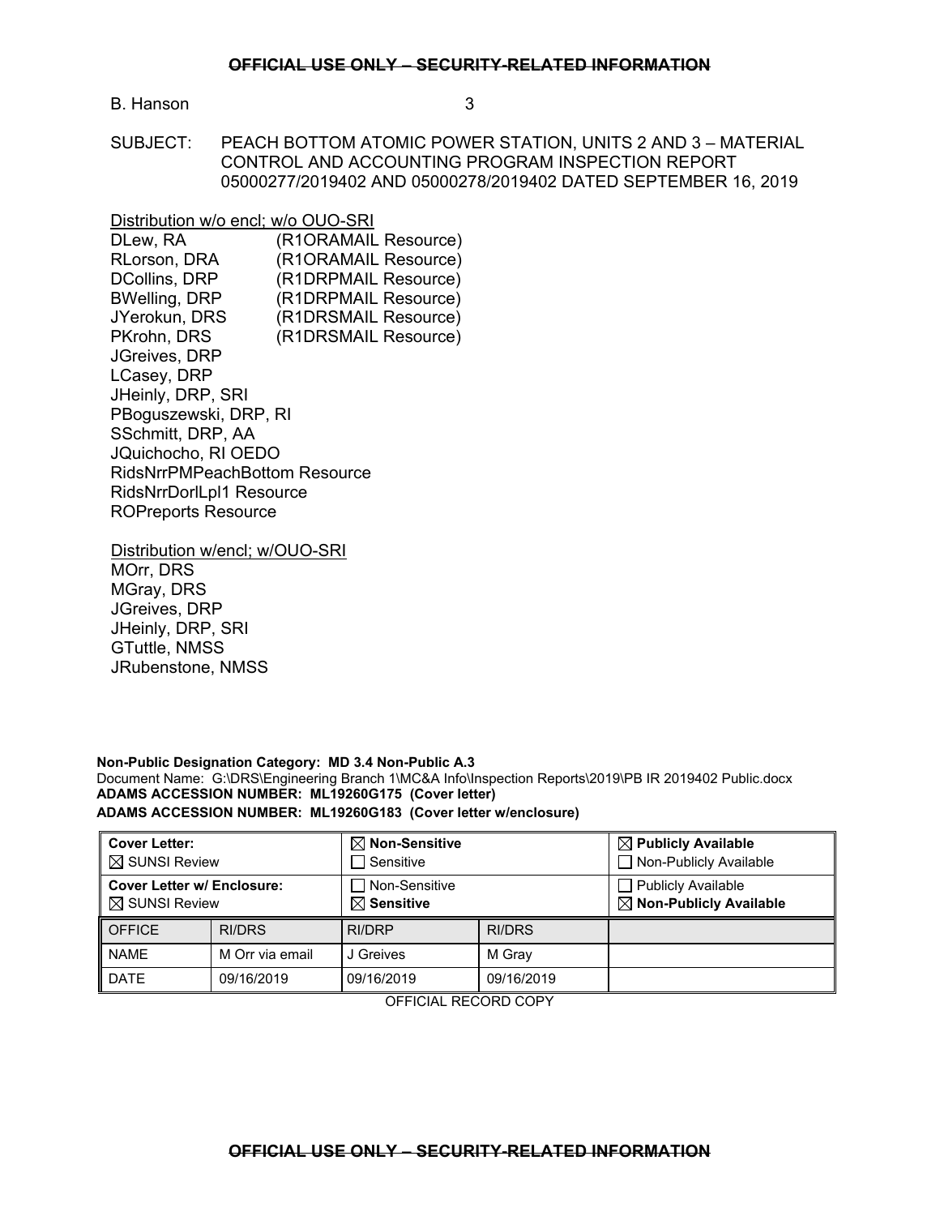~~OFFICIAL USE ONLY – SECURITY-RELATED INFORMATION~~

B. Hanson

SUBJECT: PEACH BOTTOM ATOMIC POWER STATION, UNITS 2 AND 3 – MATERIAL CONTROL AND ACCOUNTING PROGRAM INSPECTION REPORT 05000277/2019402 AND 05000278/2019402 DATED SEPTEMBER 16, 2019

Distribution w/o encl; w/o OUO-SRI

DLew, RA (R1ORAMAIL Resource)
RLorson, DRA (R1ORAMAIL Resource)
DCollins, DRP (R1DRPMAIL Resource)
BWelling, DRP (R1DRPMAIL Resource)
JYerokun, DRS (R1DRSMAIL Resource)
PKrohn, DRS (R1DRSMAIL Resource)
JGreives, DRP
LCasey, DRP
JHeinly, DRP, SRI
PBoguszewski, DRP, RI
SSchmitt, DRP, AA
JQuichocho, RI OEDO
RidsNrrPMPeachBottom Resource
RidsNrrDorlLpl1 Resource
ROPreports Resource

Distribution w/encl; w/OUO-SRI

MOrr, DRS
MGray, DRS
JGreives, DRP
JHeinly, DRP, SRI
GTuttle, NMSS
JRubenstone, NMSS

**Non-Public Designation Category: MD 3.4 Non-Public A.3**
Document Name: G:\DRS\Engineering Branch 1\MC&A Info\Inspection Reports\2019\PB IR 2019402 Public.docx
**ADAMS ACCESSION NUMBER: ML19260G175 (Cover letter)**
**ADAMS ACCESSION NUMBER: ML19260G183 (Cover letter w/enclosure)**

| | | | | |
|---|---|---|---|---|
| **Cover Letter:** ☒ SUNSI Review | | ☒ **Non-Sensitive** ☐ Sensitive | | ☒ **Publicly Available** ☐ Non-Publicly Available |
| **Cover Letter w/ Enclosure:** ☒ SUNSI Review | | ☐ Non-Sensitive ☒ **Sensitive** | | ☐ Publicly Available ☒ **Non-Publicly Available** |
| OFFICE | RI/DRS | RI/DRP | RI/DRS | |
| NAME | M Orr via email | J Greives | M Gray | |
| DATE | 09/16/2019 | 09/16/2019 | 09/16/2019 | |

OFFICIAL RECORD COPY

~~OFFICIAL USE ONLY – SECURITY-RELATED INFORMATION~~